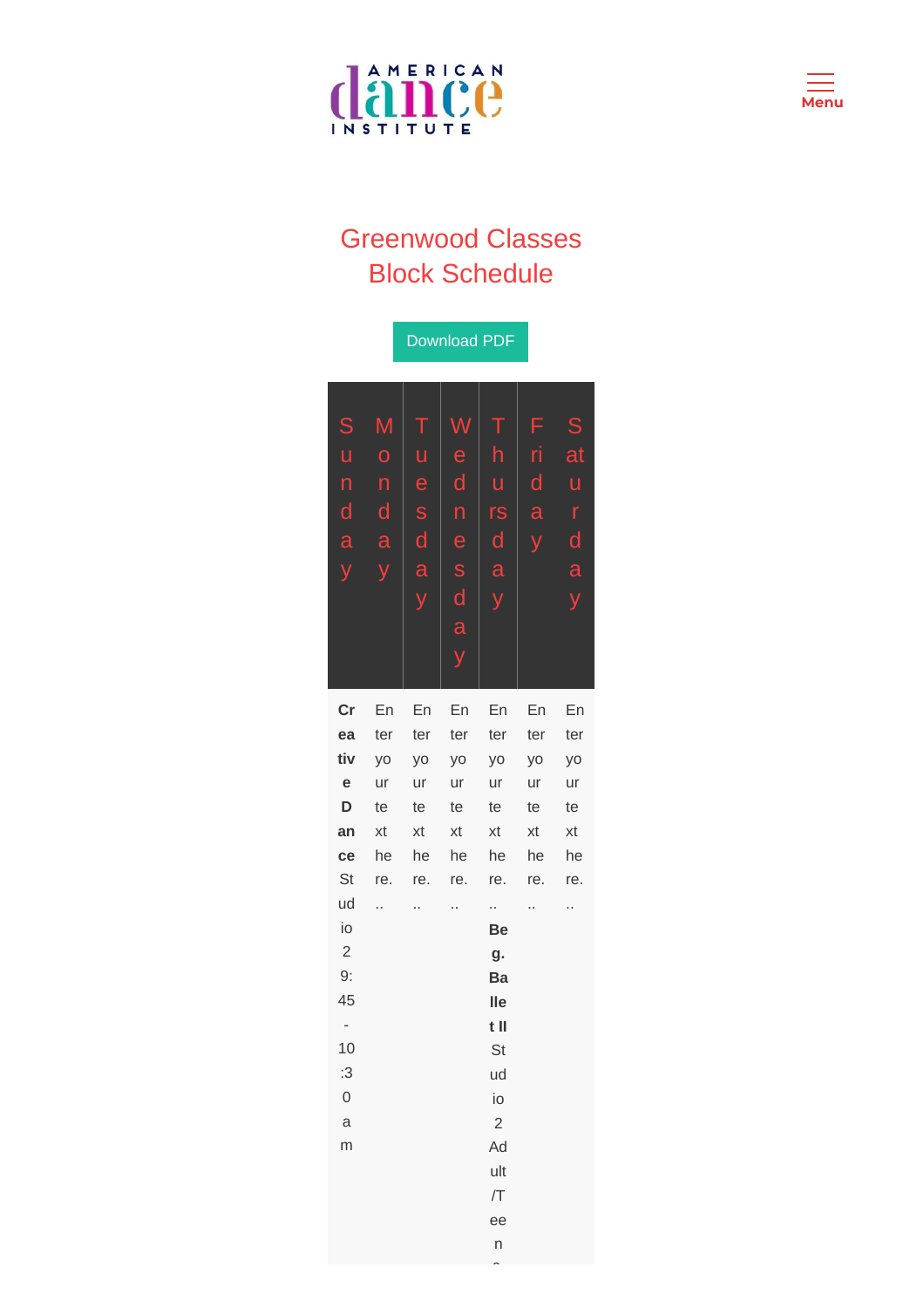AMERICAN dance INSTITUTE

Menu

# Greenwood Classes Block Schedule

Download PDF

| Sunday | Monday | Tuesday | Wednesday | Thursday | Friday | Saturday |
| --- | --- | --- | --- | --- | --- | --- |
| **Creative Dance** Studio 2 9:45 - 10:30 am | Enter your text here... | Enter your text here... | Enter your text here... | Enter your text here... **Beg. Ballet II** Studio 2 Adult/Teen | Enter your text here... | Enter your text here... |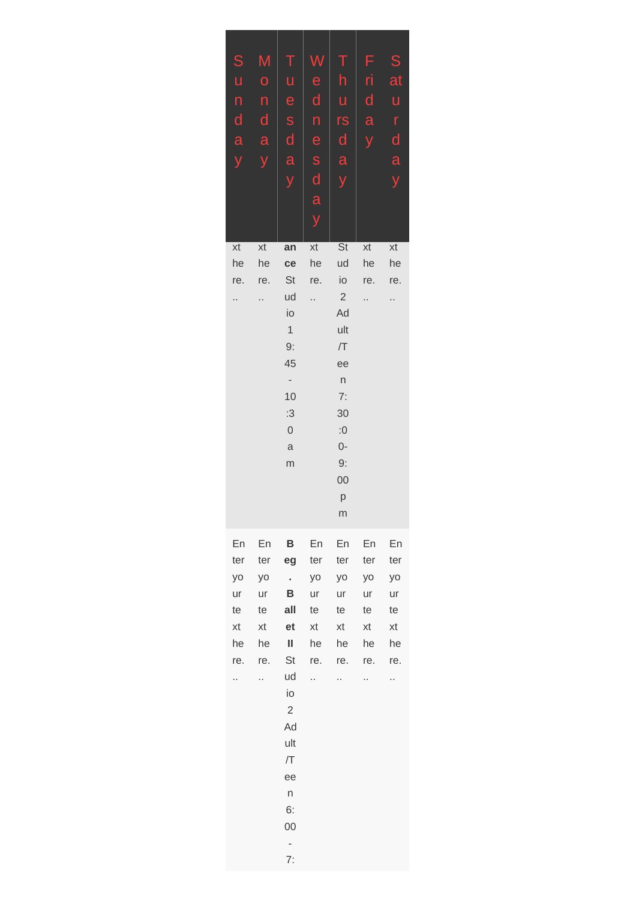| Sunday | Monday | Tuesday | Wednesday | Thursday | Friday | Saturday |
|---|---|---|---|---|---|---|
| xt here... | xt here... | **ance** Studio 1 9:45-10:30 am | xt here... | Studio 2 Adult/Teen 7:30:00-9:00 pm | xt here... | xt here... |
| Enter your text here... | Enter your text here... | **Beg. Ballet II** Studio 2 Adult/Teen 6:00-7: | Enter your text here... | Enter your text here... | Enter your text here... | Enter your text here... |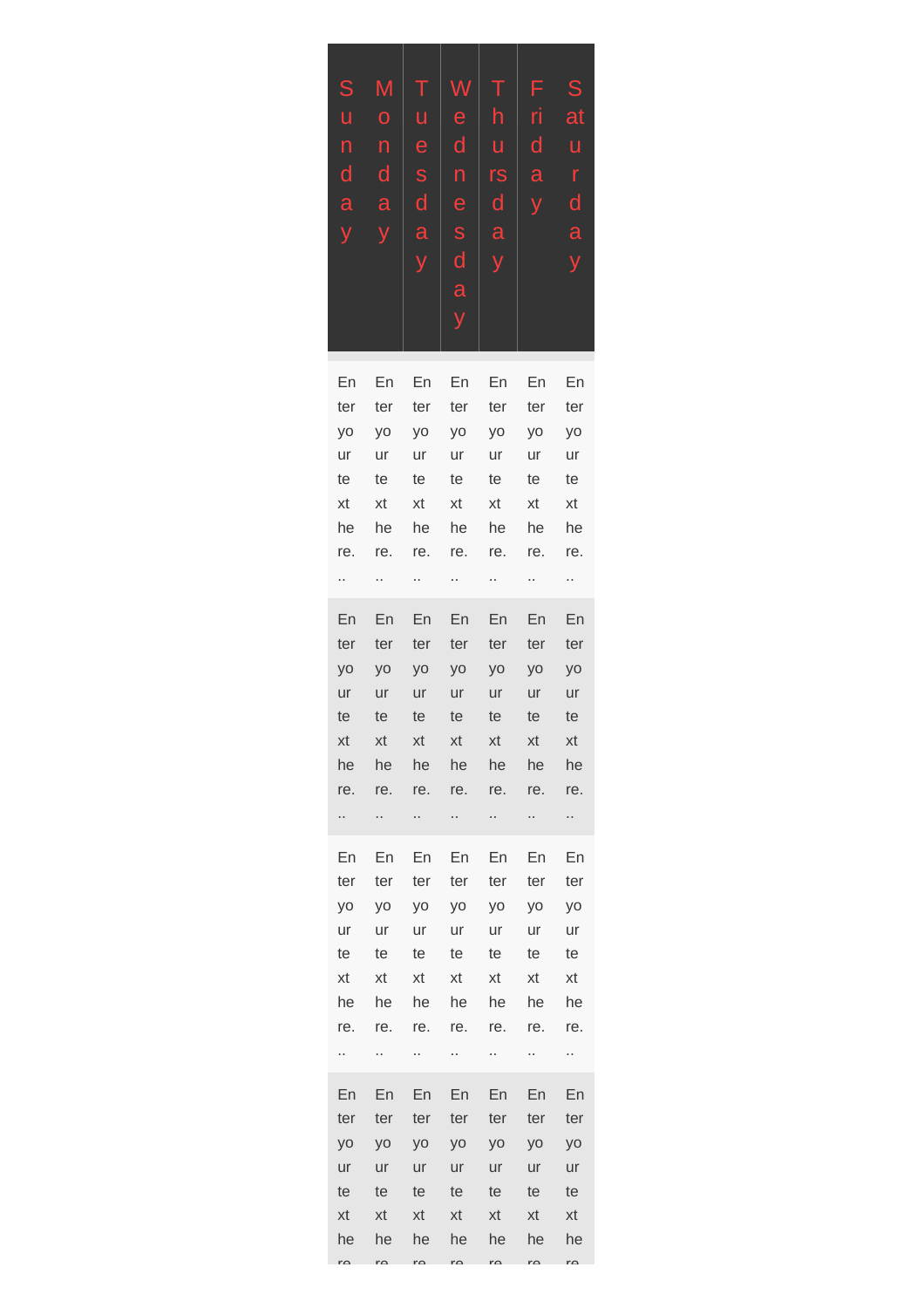| Sunday | Monday | Tuesday | Wednesday | Thursday | Friday | Saturday |
|---|---|---|---|---|---|---|
| Enter your text here... | Enter your text here... | Enter your text here... | Enter your text here... | Enter your text here... | Enter your text here... | Enter your text here... |
| Enter your text here... | Enter your text here... | Enter your text here... | Enter your text here... | Enter your text here... | Enter your text here... | Enter your text here... |
| Enter your text here... | Enter your text here... | Enter your text here... | Enter your text here... | Enter your text here... | Enter your text here... | Enter your text here... |
| Enter your text here | Enter your text here | Enter your text here | Enter your text here | Enter your text here | Enter your text here | Enter your text here |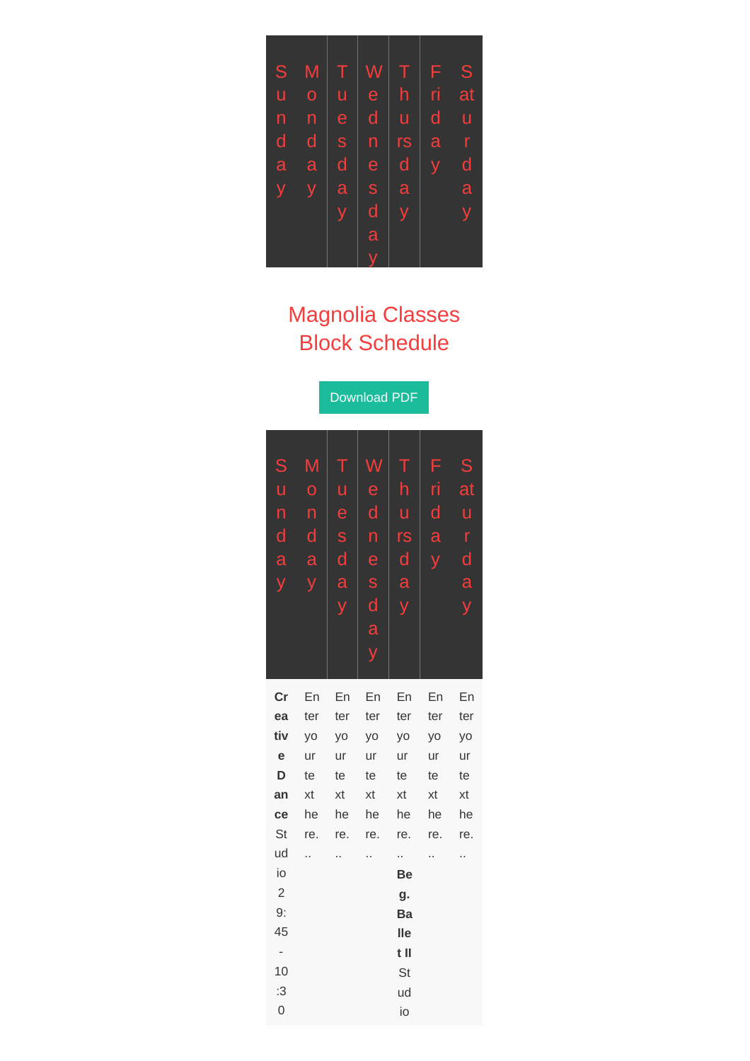| Sunday | Monday | Tuesday | Wednesday | Thursday | Friday | Saturday |
|---|---|---|---|---|---|---|

## Magnolia Classes Block Schedule

Download PDF

| Sunday | Monday | Tuesday | Wednesday | Thursday | Friday | Saturday |
|---|---|---|---|---|---|---|
| **Creative Dance** Studio 2 9:45 - 10:30 | Enter your text here... | Enter your text here... | Enter your text here... | Enter your text here... **Beg. Ballet II** Studio | Enter your text here... | Enter your text here... |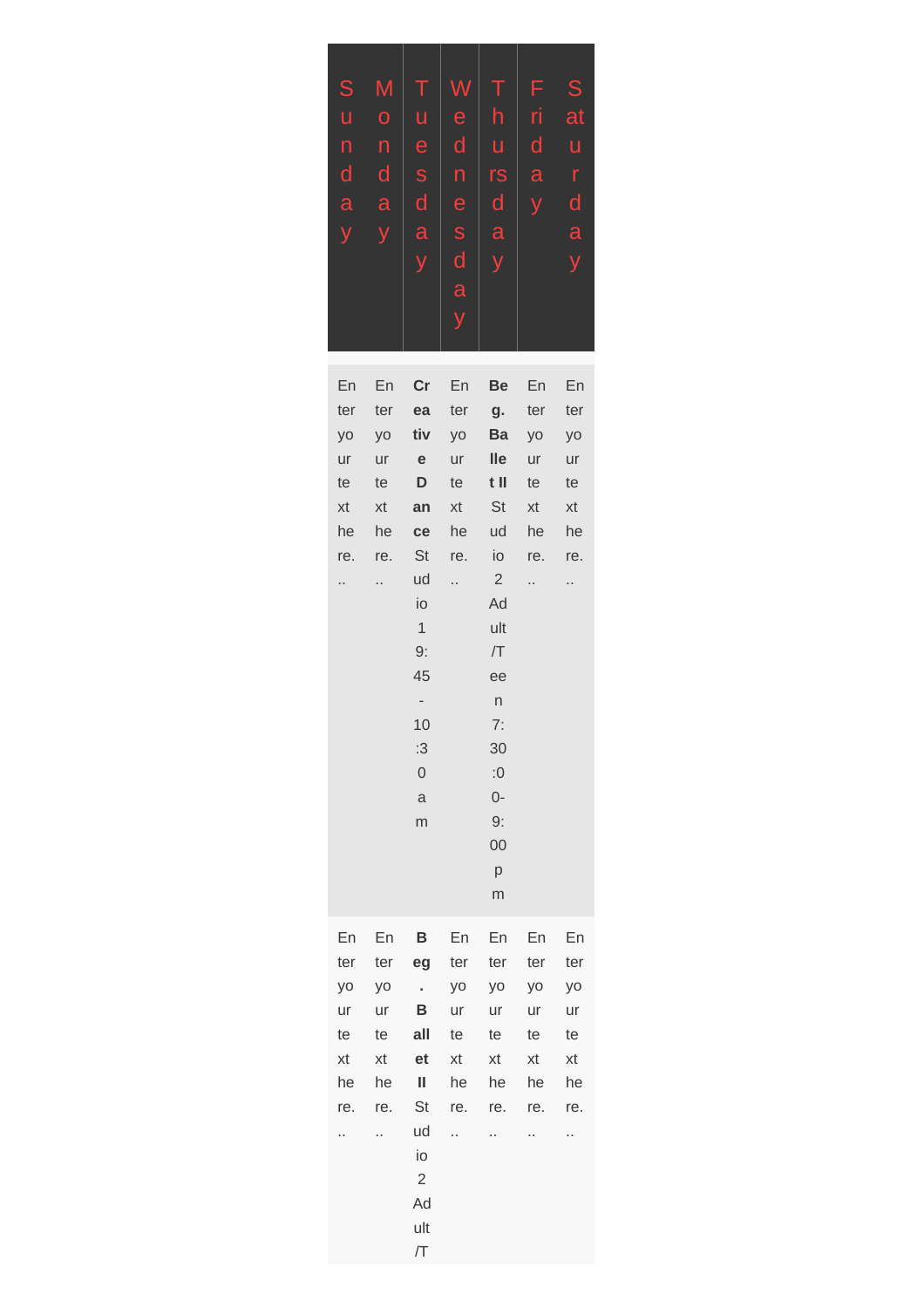| Sunday | Monday | Tuesday | Wednesday | Thursday | Friday | Saturday |
| --- | --- | --- | --- | --- | --- | --- |
| Enter your text here... | Enter your text here... | **Creative Dance** Studio 1 9:45-10:30 am | Enter your text here... | **Beg. Ballet II** Studio 2 Adult/Teen 7:30:00-9:00 pm | Enter your text here... | Enter your text here... |
| Enter your text here... | Enter your text here... | **Beg. Ballet II** Studio 2 Adult/T | Enter your text here... | Enter your text here... | Enter your text here... | Enter your text here... |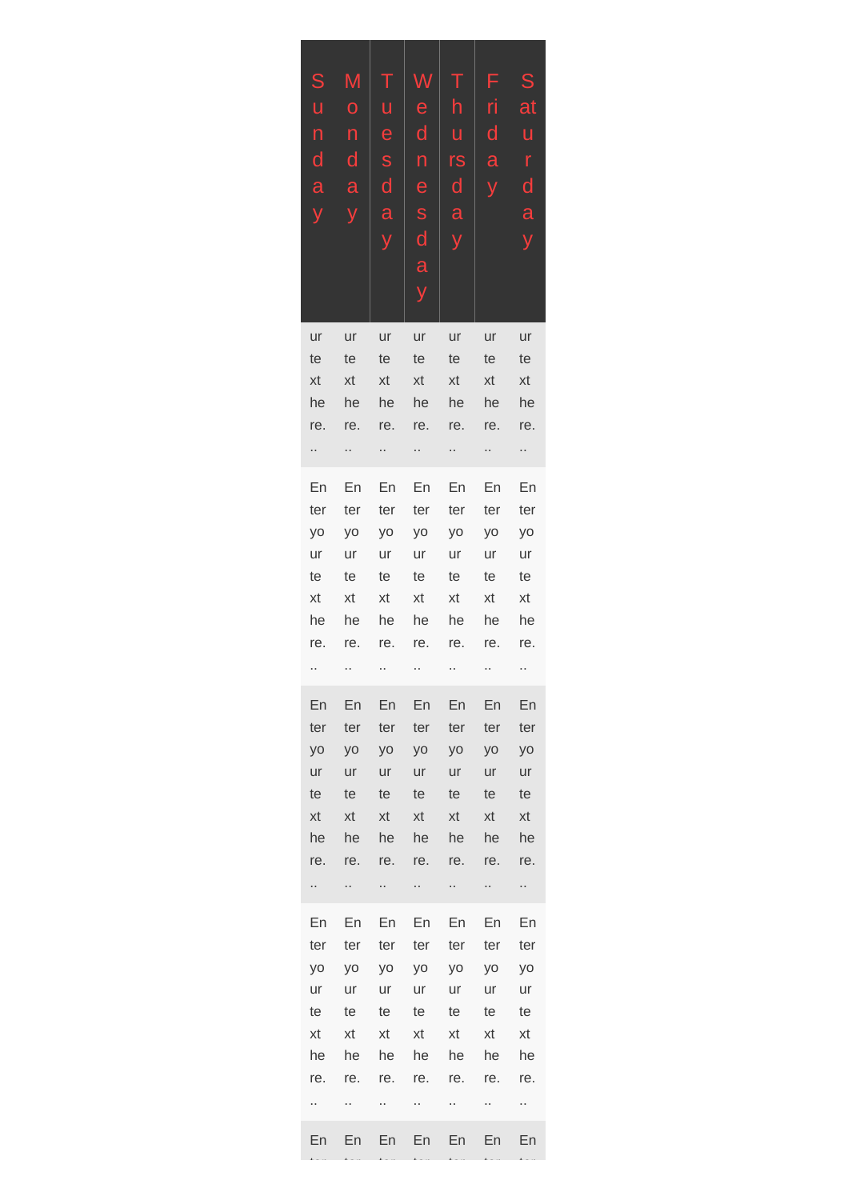| Sunday | Monday | Tuesday | Wednesday | Thursday | Friday | Saturday |
|---|---|---|---|---|---|---|
| ur text here... | ur text here... | ur text here... | ur text here... | ur text here... | ur text here... | ur text here... |
| Enter your text here... | Enter your text here... | Enter your text here... | Enter your text here... | Enter your text here... | Enter your text here... | Enter your text here... |
| Enter your text here... | Enter your text here... | Enter your text here... | Enter your text here... | Enter your text here... | Enter your text here... | Enter your text here... |
| Enter your text here... | Enter your text here... | Enter your text here... | Enter your text here... | Enter your text here... | Enter your text here... | Enter your text here... |
| En | En | En | En | En | En | En |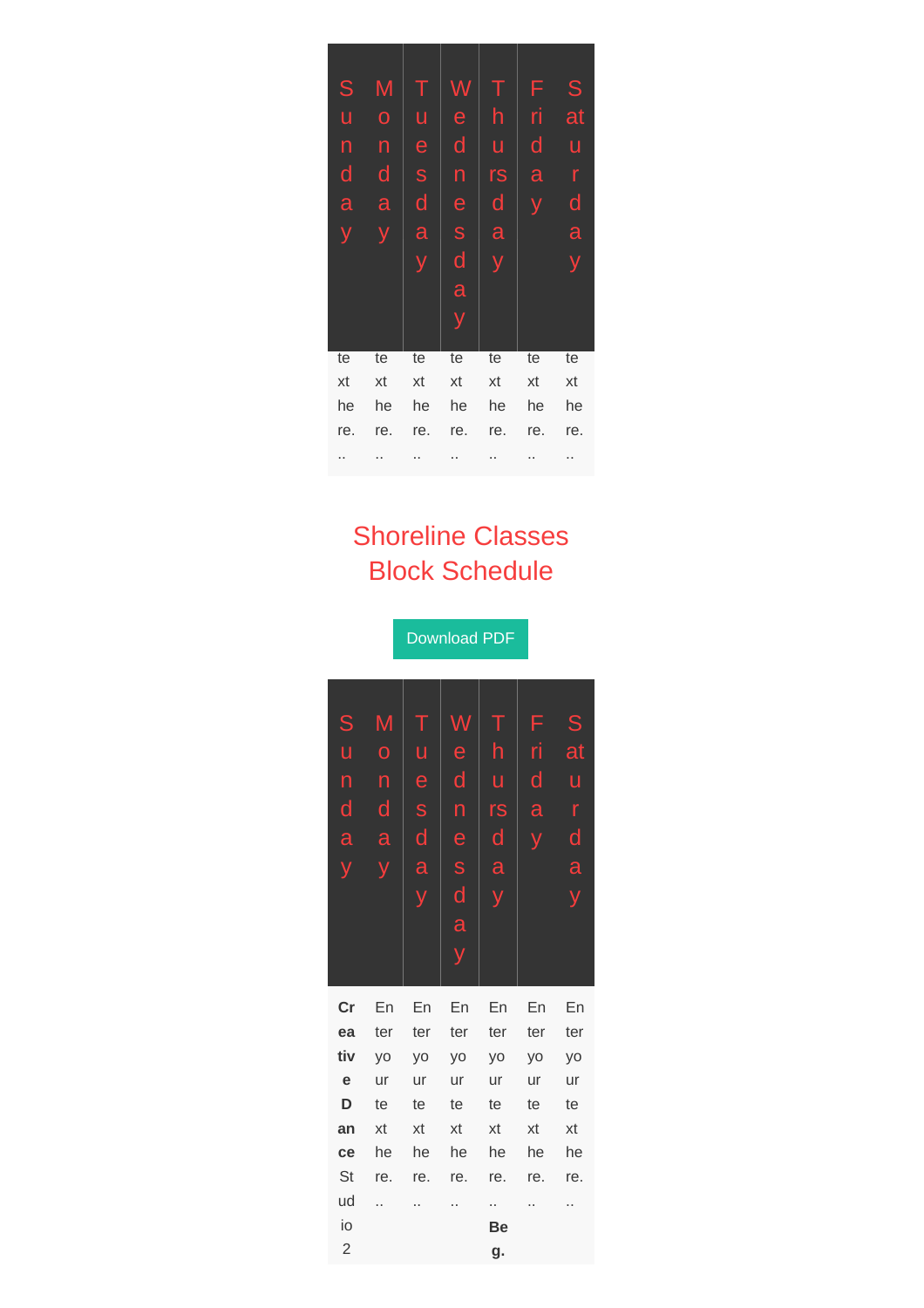| Sunday | Monday | Tuesday | Wednesday | Thursday | Friday | Saturday |
|---|---|---|---|---|---|---|
| text here... | text here... | text here... | text here... | text here... | text here... | text here... |

## Shoreline Classes Block Schedule

Download PDF

| Sunday | Monday | Tuesday | Wednesday | Thursday | Friday | Saturday |
|---|---|---|---|---|---|---|
| **Creative Dance** Studio 2 | Enter your text here... | Enter your text here... | Enter your text here... | Enter your text here... **Beg.** | Enter your text here... | Enter your text here... |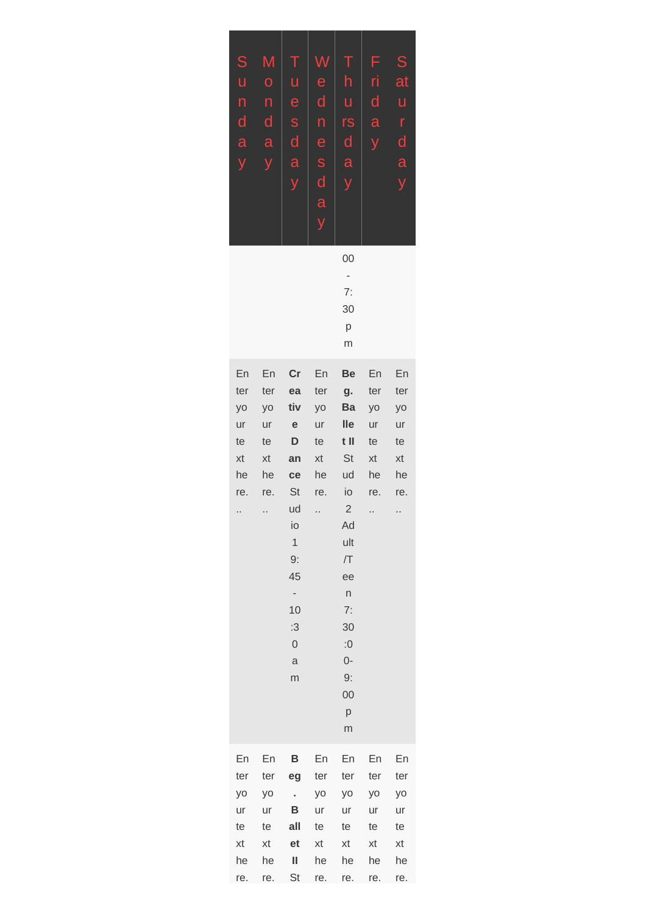| Sunday | Monday | Tuesday | Wednesday | Thursday | Friday | Saturday |
| --- | --- | --- | --- | --- | --- | --- |
| | | | | 00 - 7:30 pm | | |
| Enter your text here... | Enter your text here... | **Creative Dance** Studio 1 9:45 - 10:30 am | Enter your text here... | **Beg. Ballet II** Studio 2 Adult/Teen 7:30:00-9:00 pm | Enter your text here... | Enter your text here... |
| Enter your text here. | Enter your text here. | **Beg. Ballet II** St | Enter your text here. | Enter your text here. | Enter your text here. | Enter your text here. |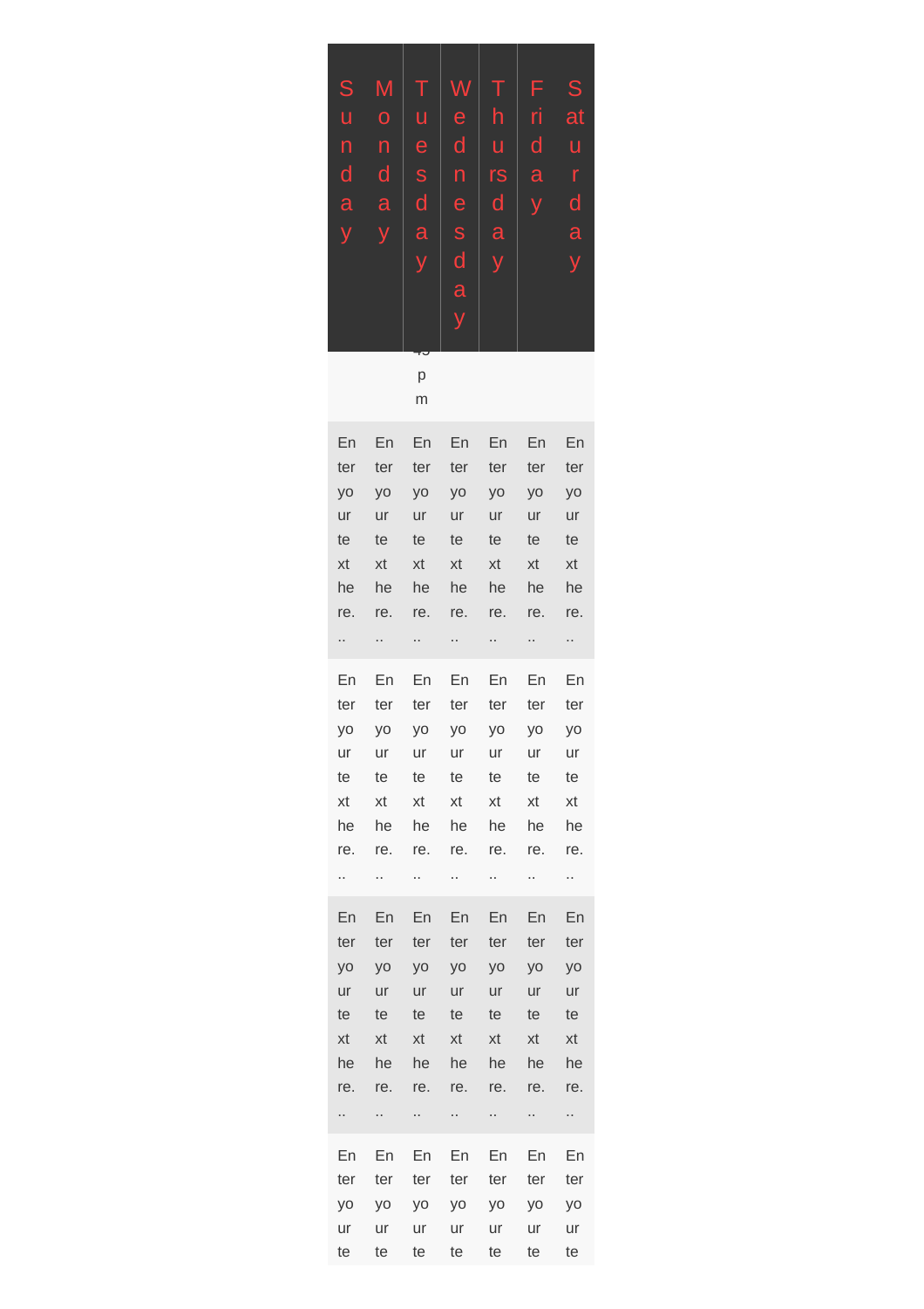| Sunday | Monday | Tuesday | Wednesday | Thursday | Friday | Saturday |
|---|---|---|---|---|---|---|
| | | 45 pm | | | | |
| Enter your text here... | Enter your text here... | Enter your text here... | Enter your text here... | Enter your text here... | Enter your text here... | Enter your text here... |
| Enter your text here... | Enter your text here... | Enter your text here... | Enter your text here... | Enter your text here... | Enter your text here... | Enter your text here... |
| Enter your text here... | Enter your text here... | Enter your text here... | Enter your text here... | Enter your text here... | Enter your text here... | Enter your text here... |
| Enter your te | Enter your te | Enter your te | Enter your te | Enter your te | Enter your te | Enter your te |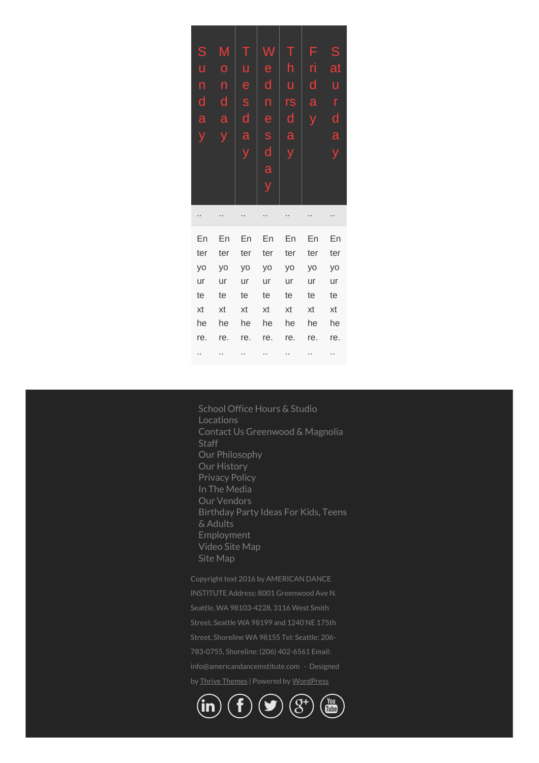| Sunday | Monday | Tuesday | Wednesday | Thursday | Friday | Saturday |
|---|---|---|---|---|---|---|
| .. | .. | .. | .. | .. | .. | .. |
| Enter your text here... | Enter your text here... | Enter your text here... | Enter your text here... | Enter your text here... | Enter your text here... | Enter your text here... |

School Office Hours & Studio Locations
Contact Us Greenwood & Magnolia
Staff
Our Philosophy
Our History
Privacy Policy
In The Media
Our Vendors
Birthday Party Ideas For Kids, Teens & Adults
Employment
Video Site Map
Site Map

Copyright text 2016 by AMERICAN DANCE INSTITUTE Address: 8001 Greenwood Ave N. Seattle, WA 98103-4228, 3116 West Smith Street, Seattle WA 98199 and 1240 NE 175th Street, Shoreline WA 98155 Tel: Seattle: 206-783-0755, Shoreline: (206) 402-6561 Email: info@americandanceinstitute.com - Designed by Thrive Themes | Powered by WordPress